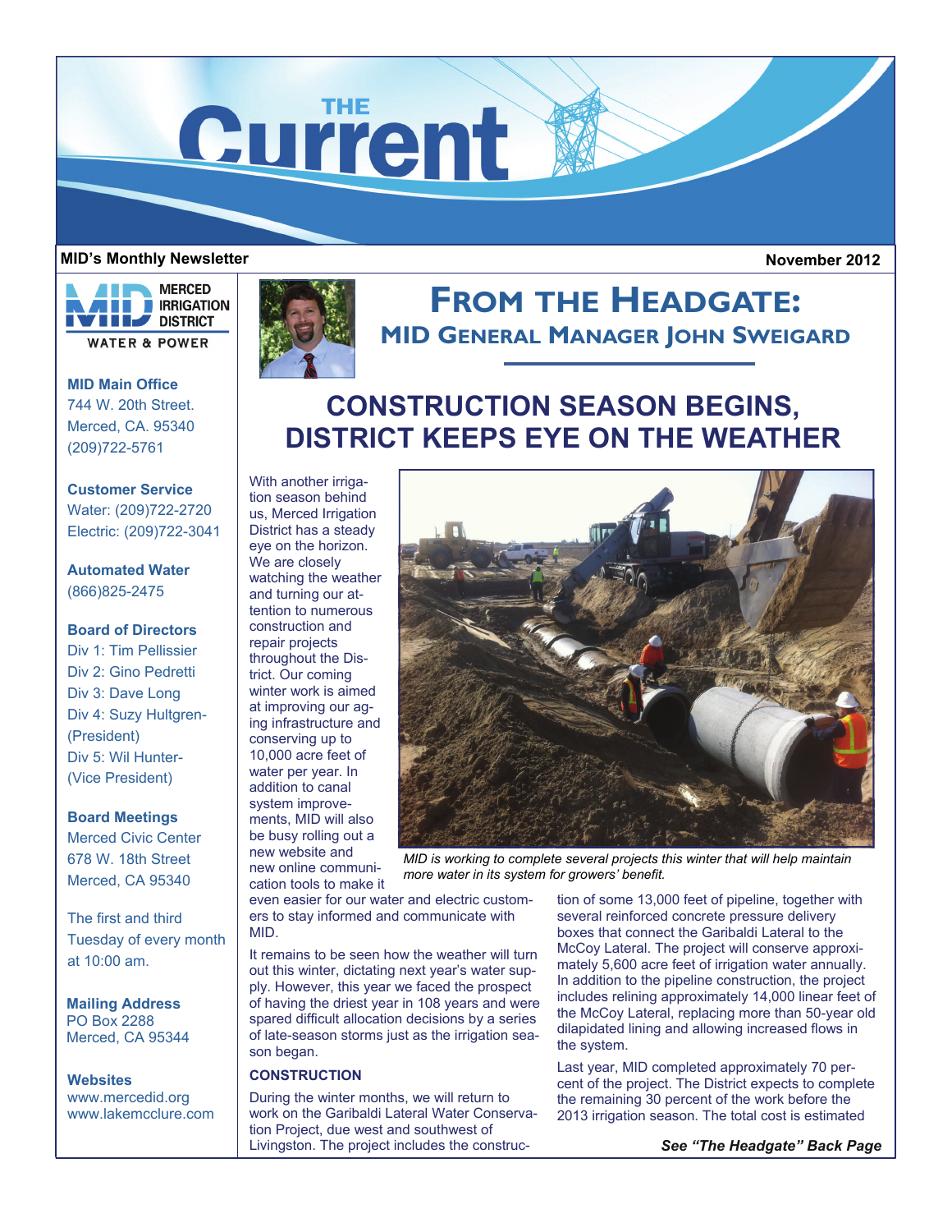# THE Current

**MID's Monthly Newsletter** **November 2012**

MERCED IRRIGATION DISTRICT
WATER & POWER

**MID Main Office**
744 W. 20th Street.
Merced, CA. 95340
(209)722-5761

**Customer Service**
Water: (209)722-2720
Electric: (209)722-3041

**Automated Water**
(866)825-2475

**Board of Directors**
Div 1: Tim Pellissier
Div 2: Gino Pedretti
Div 3: Dave Long
Div 4: Suzy Hultgren-(President)
Div 5: Wil Hunter-(Vice President)

**Board Meetings**
Merced Civic Center
678 W. 18th Street
Merced, CA 95340

The first and third Tuesday of every month at 10:00 am.

**Mailing Address**
PO Box 2288
Merced, CA 95344

**Websites**
www.mercedid.org
www.lakemcclure.com

## FROM THE HEADGATE:
### MID GENERAL MANAGER JOHN SWEIGARD

## CONSTRUCTION SEASON BEGINS, DISTRICT KEEPS EYE ON THE WEATHER

With another irrigation season behind us, Merced Irrigation District has a steady eye on the horizon. We are closely watching the weather and turning our attention to numerous construction and repair projects throughout the District. Our coming winter work is aimed at improving our aging infrastructure and conserving up to 10,000 acre feet of water per year. In addition to canal system improvements, MID will also be busy rolling out a new website and new online communication tools to make it even easier for our water and electric customers to stay informed and communicate with MID.

*MID is working to complete several projects this winter that will help maintain more water in its system for growers' benefit.*

It remains to be seen how the weather will turn out this winter, dictating next year's water supply. However, this year we faced the prospect of having the driest year in 108 years and were spared difficult allocation decisions by a series of late-season storms just as the irrigation season began.

**CONSTRUCTION**

During the winter months, we will return to work on the Garibaldi Lateral Water Conservation Project, due west and southwest of Livingston. The project includes the construction of some 13,000 feet of pipeline, together with several reinforced concrete pressure delivery boxes that connect the Garibaldi Lateral to the McCoy Lateral. The project will conserve approximately 5,600 acre feet of irrigation water annually. In addition to the pipeline construction, the project includes relining approximately 14,000 linear feet of the McCoy Lateral, replacing more than 50-year old dilapidated lining and allowing increased flows in the system.

Last year, MID completed approximately 70 percent of the project. The District expects to complete the remaining 30 percent of the work before the 2013 irrigation season. The total cost is estimated

***See "The Headgate" Back Page***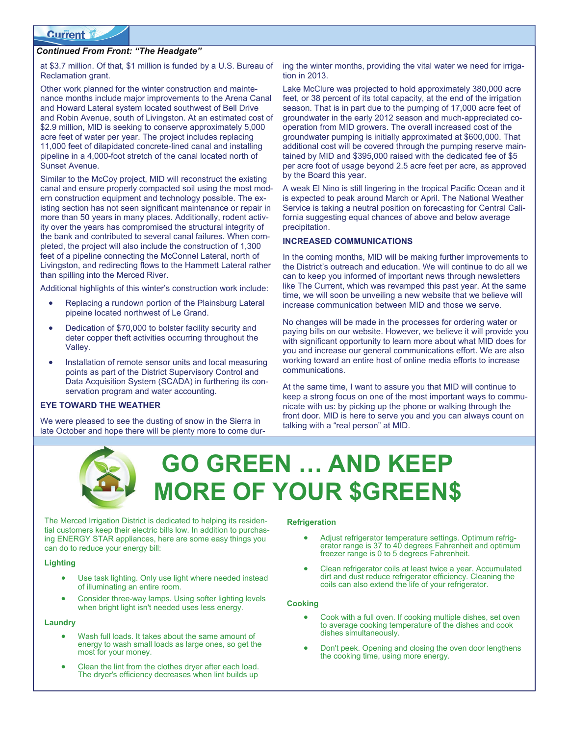*Continued From Front: "The Headgate"*

at $3.7 million. Of that, $1 million is funded by a U.S. Bureau of Reclamation grant.

Other work planned for the winter construction and maintenance months include major improvements to the Arena Canal and Howard Lateral system located southwest of Bell Drive and Robin Avenue, south of Livingston. At an estimated cost of $2.9 million, MID is seeking to conserve approximately 5,000 acre feet of water per year. The project includes replacing 11,000 feet of dilapidated concrete-lined canal and installing pipeline in a 4,000-foot stretch of the canal located north of Sunset Avenue.

Similar to the McCoy project, MID will reconstruct the existing canal and ensure properly compacted soil using the most modern construction equipment and technology possible. The existing section has not seen significant maintenance or repair in more than 50 years in many places. Additionally, rodent activity over the years has compromised the structural integrity of the bank and contributed to several canal failures. When completed, the project will also include the construction of 1,300 feet of a pipeline connecting the McConnel Lateral, north of Livingston, and redirecting flows to the Hammett Lateral rather than spilling into the Merced River.

Additional highlights of this winter's construction work include:

- Replacing a rundown portion of the Plainsburg Lateral pipeine located northwest of Le Grand.
- Dedication of $70,000 to bolster facility security and deter copper theft activities occurring throughout the Valley.
- Installation of remote sensor units and local measuring points as part of the District Supervisory Control and Data Acquisition System (SCADA) in furthering its conservation program and water accounting.

**EYE TOWARD THE WEATHER**

We were pleased to see the dusting of snow in the Sierra in late October and hope there will be plenty more to come during the winter months, providing the vital water we need for irrigation in 2013.

Lake McClure was projected to hold approximately 380,000 acre feet, or 38 percent of its total capacity, at the end of the irrigation season. That is in part due to the pumping of 17,000 acre feet of groundwater in the early 2012 season and much-appreciated cooperation from MID growers. The overall increased cost of the groundwater pumping is initially approximated at $600,000. That additional cost will be covered through the pumping reserve maintained by MID and $395,000 raised with the dedicated fee of $5 per acre foot of usage beyond 2.5 acre feet per acre, as approved by the Board this year.

A weak El Nino is still lingering in the tropical Pacific Ocean and it is expected to peak around March or April. The National Weather Service is taking a neutral position on forecasting for Central California suggesting equal chances of above and below average precipitation.

**INCREASED COMMUNICATIONS**

In the coming months, MID will be making further improvements to the District's outreach and education. We will continue to do all we can to keep you informed of important news through newsletters like The Current, which was revamped this past year. At the same time, we will soon be unveiling a new website that we believe will increase communication between MID and those we serve.

No changes will be made in the processes for ordering water or paying bills on our website. However, we believe it will provide you with significant opportunity to learn more about what MID does for you and increase our general communications effort. We are also working toward an entire host of online media efforts to increase communications.

At the same time, I want to assure you that MID will continue to keep a strong focus on one of the most important ways to communicate with us: by picking up the phone or walking through the front door. MID is here to serve you and you can always count on talking with a "real person" at MID.

# GO GREEN … AND KEEP MORE OF YOUR $GREEN$

The Merced Irrigation District is dedicated to helping its residential customers keep their electric bills low. In addition to purchasing ENERGY STAR appliances, here are some easy things you can do to reduce your energy bill:

**Lighting**

- Use task lighting. Only use light where needed instead of illuminating an entire room.
- Consider three-way lamps. Using softer lighting levels when bright light isn't needed uses less energy.

**Laundry**

- Wash full loads. It takes about the same amount of energy to wash small loads as large ones, so get the most for your money.
- Clean the lint from the clothes dryer after each load. The dryer's efficiency decreases when lint builds up

**Refrigeration**

- Adjust refrigerator temperature settings. Optimum refrigerator range is 37 to 40 degrees Fahrenheit and optimum freezer range is 0 to 5 degrees Fahrenheit.
- Clean refrigerator coils at least twice a year. Accumulated dirt and dust reduce refrigerator efficiency. Cleaning the coils can also extend the life of your refrigerator.

**Cooking**

- Cook with a full oven. If cooking multiple dishes, set oven to average cooking temperature of the dishes and cook dishes simultaneously.
- Don't peek. Opening and closing the oven door lengthens the cooking time, using more energy.